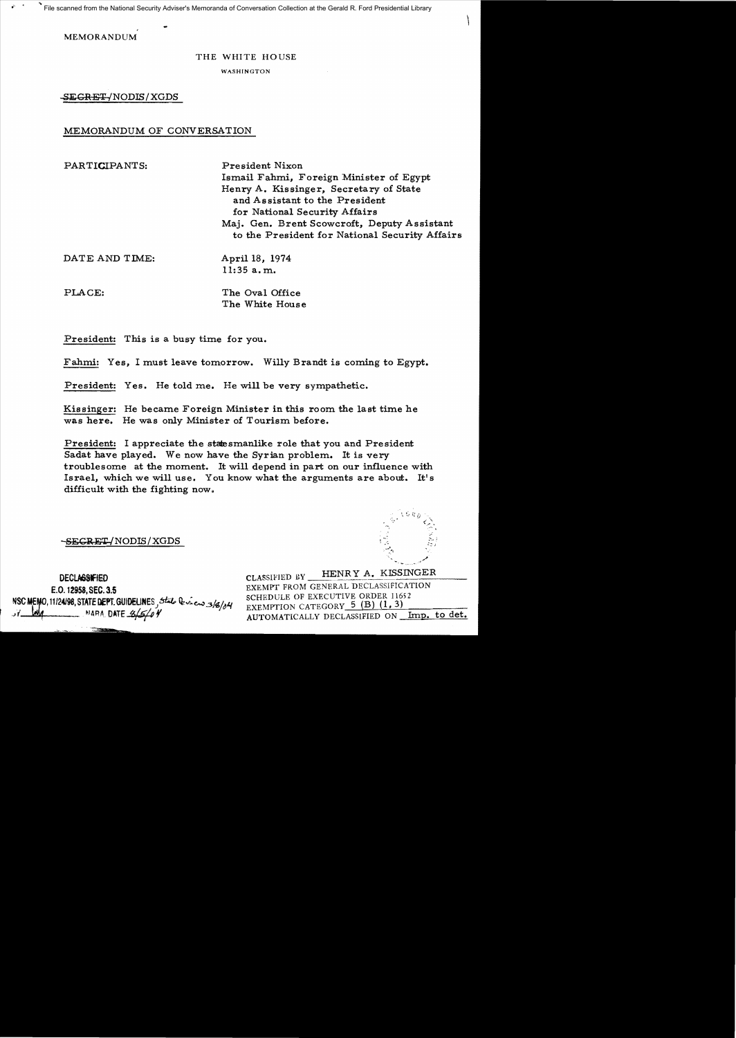MEMORANDUM

THE WHITE HOUSE

WASHINGTON

~~SECRET~~/NODIS/XGDS

MEMORANDUM OF CONVERSATION

PARTICIPANTS: President Nixon
Ismail Fahmi, Foreign Minister of Egypt
Henry A. Kissinger, Secretary of State and Assistant to the President for National Security Affairs
Maj. Gen. Brent Scowcroft, Deputy Assistant to the President for National Security Affairs

DATE AND TIME: April 18, 1974
11:35 a.m.

PLACE: The Oval Office
The White House

President: This is a busy time for you.

Fahmi: Yes, I must leave tomorrow. Willy Brandt is coming to Egypt.

President: Yes. He told me. He will be very sympathetic.

Kissinger: He became Foreign Minister in this room the last time he was here. He was only Minister of Tourism before.

President: I appreciate the statesmanlike role that you and President Sadat have played. We now have the Syrian problem. It is very troublesome at the moment. It will depend in part on our influence with Israel, which we will use. You know what the arguments are about. It's difficult with the fighting now.

~~SECRET~~/NODIS/XGDS

DECLASSIFIED
E.O. 12958, SEC. 3.5
NSC MEMO, 11/24/98, STATE DEPT. GUIDELINES, State Review 3/8/04
BY [illegible] NARA, DATE 3/5/04

CLASSIFIED BY HENRY A. KISSINGER
EXEMPT FROM GENERAL DECLASSIFICATION
SCHEDULE OF EXECUTIVE ORDER 11652
EXEMPTION CATEGORY 5 (B) (1, 3)
AUTOMATICALLY DECLASSIFIED ON Imp. to det.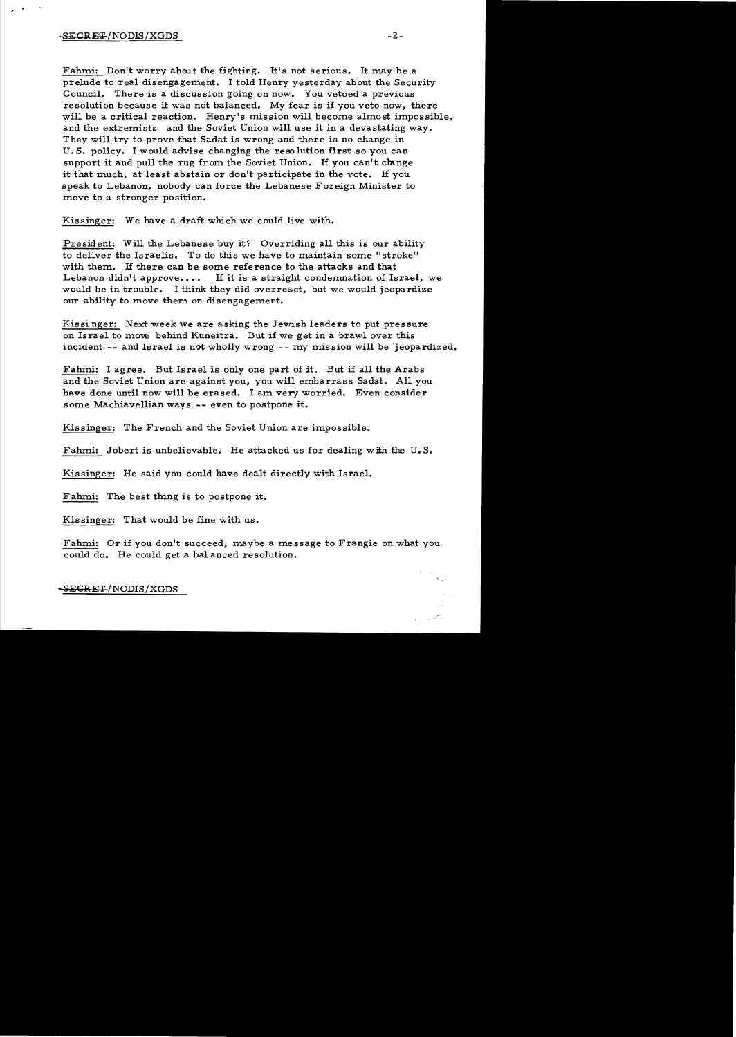Fahmi: Don't worry about the fighting. It's not serious. It may be a prelude to real disengagement. I told Henry yesterday about the Security Council. There is a discussion going on now. You vetoed a previous resolution because it was not balanced. My fear is if you veto now, there will be a critical reaction. Henry's mission will become almost impossible, and the extremists and the Soviet Union will use it in a devastating way. They will try to prove that Sadat is wrong and there is no change in U.S. policy. I would advise changing the resolution first so you can support it and pull the rug from the Soviet Union. If you can't change it that much, at least abstain or don't participate in the vote. If you speak to Lebanon, nobody can force the Lebanese Foreign Minister to move to a stronger position.

Kissinger: We have a draft which we could live with.

President: Will the Lebanese buy it? Overriding all this is our ability to deliver the Israelis. To do this we have to maintain some "stroke" with them. If there can be some reference to the attacks and that Lebanon didn't approve.... If it is a straight condemnation of Israel, we would be in trouble. I think they did overreact, but we would jeopardize our ability to move them on disengagement.

Kissinger: Next week we are asking the Jewish leaders to put pressure on Israel to move behind Kuneitra. But if we get in a brawl over this incident -- and Israel is not wholly wrong -- my mission will be jeopardized.

Fahmi: I agree. But Israel is only one part of it. But if all the Arabs and the Soviet Union are against you, you will embarrass Sadat. All you have done until now will be erased. I am very worried. Even consider some Machiavellian ways -- even to postpone it.

Kissinger: The French and the Soviet Union are impossible.

Fahmi: Jobert is unbelievable. He attacked us for dealing with the U.S.

Kissinger: He said you could have dealt directly with Israel.

Fahmi: The best thing is to postpone it.

Kissinger: That would be fine with us.

Fahmi: Or if you don't succeed, maybe a message to Frangie on what you could do. He could get a balanced resolution.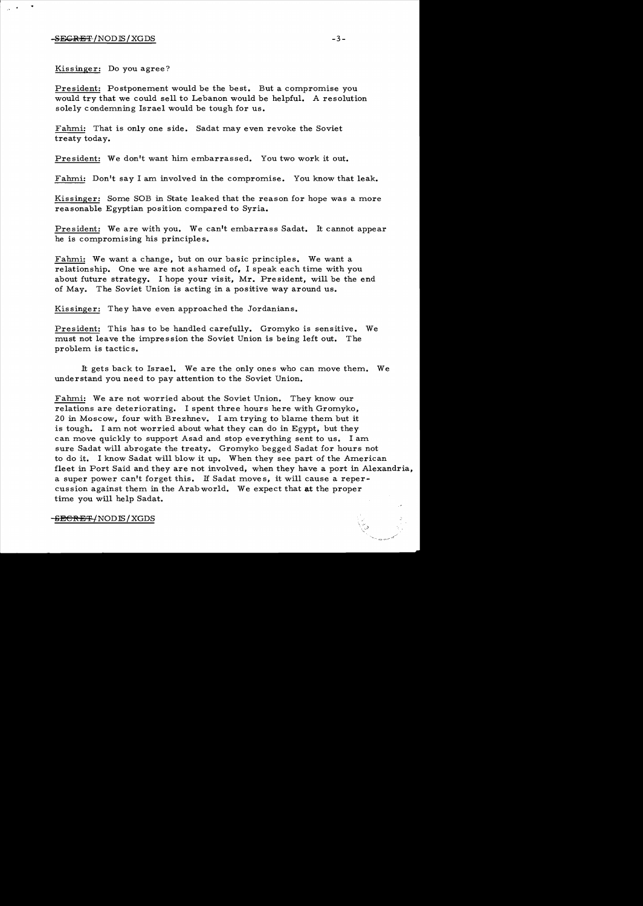Kissinger: Do you agree?

President: Postponement would be the best. But a compromise you would try that we could sell to Lebanon would be helpful. A resolution solely condemning Israel would be tough for us.

Fahmi: That is only one side. Sadat may even revoke the Soviet treaty today.

President: We don't want him embarrassed. You two work it out.

Fahmi: Don't say I am involved in the compromise. You know that leak.

Kissinger: Some SOB in State leaked that the reason for hope was a more reasonable Egyptian position compared to Syria.

President: We are with you. We can't embarrass Sadat. It cannot appear he is compromising his principles.

Fahmi: We want a change, but on our basic principles. We want a relationship. One we are not ashamed of, I speak each time with you about future strategy. I hope your visit, Mr. President, will be the end of May. The Soviet Union is acting in a positive way around us.

Kissinger: They have even approached the Jordanians.

President: This has to be handled carefully. Gromyko is sensitive. We must not leave the impression the Soviet Union is being left out. The problem is tactics.

It gets back to Israel. We are the only ones who can move them. We understand you need to pay attention to the Soviet Union.

Fahmi: We are not worried about the Soviet Union. They know our relations are deteriorating. I spent three hours here with Gromyko, 20 in Moscow, four with Brezhnev. I am trying to blame them but it is tough. I am not worried about what they can do in Egypt, but they can move quickly to support Asad and stop everything sent to us. I am sure Sadat will abrogate the treaty. Gromyko begged Sadat for hours not to do it. I know Sadat will blow it up. When they see part of the American fleet in Port Said and they are not involved, when they have a port in Alexandria, a super power can't forget this. If Sadat moves, it will cause a repercussion against them in the Arab world. We expect that at the proper time you will help Sadat.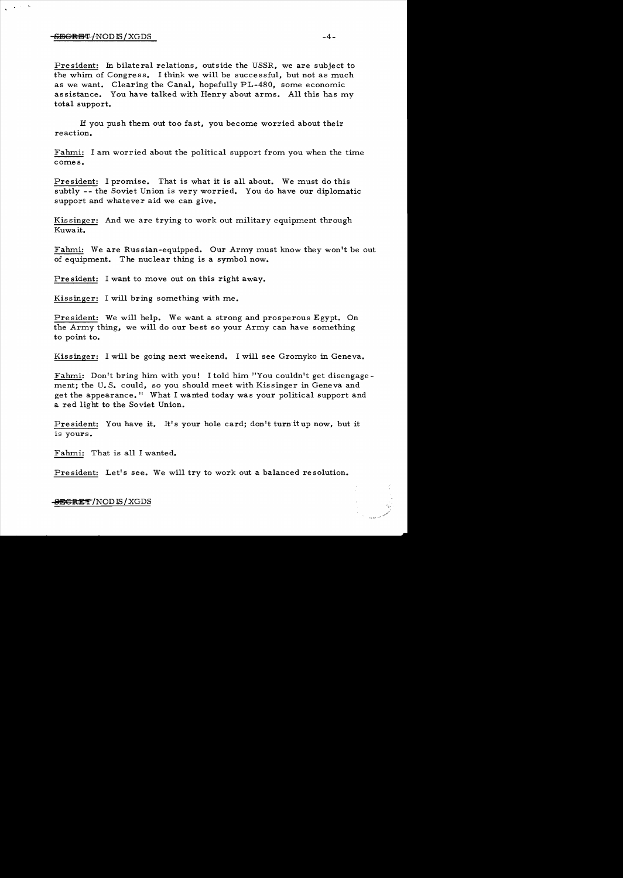President: In bilateral relations, outside the USSR, we are subject to the whim of Congress. I think we will be successful, but not as much as we want. Clearing the Canal, hopefully PL-480, some economic assistance. You have talked with Henry about arms. All this has my total support.

If you push them out too fast, you become worried about their reaction.

Fahmi: I am worried about the political support from you when the time comes.

President: I promise. That is what it is all about. We must do this subtly -- the Soviet Union is very worried. You do have our diplomatic support and whatever aid we can give.

Kissinger: And we are trying to work out military equipment through Kuwait.

Fahmi: We are Russian-equipped. Our Army must know they won't be out of equipment. The nuclear thing is a symbol now.

President: I want to move out on this right away.

Kissinger: I will bring something with me.

President: We will help. We want a strong and prosperous Egypt. On the Army thing, we will do our best so your Army can have something to point to.

Kissinger: I will be going next weekend. I will see Gromyko in Geneva.

Fahmi: Don't bring him with you! I told him "You couldn't get disengagement; the U.S. could, so you should meet with Kissinger in Geneva and get the appearance." What I wanted today was your political support and a red light to the Soviet Union.

President: You have it. It's your hole card; don't turn it up now, but it is yours.

Fahmi: That is all I wanted.

President: Let's see. We will try to work out a balanced resolution.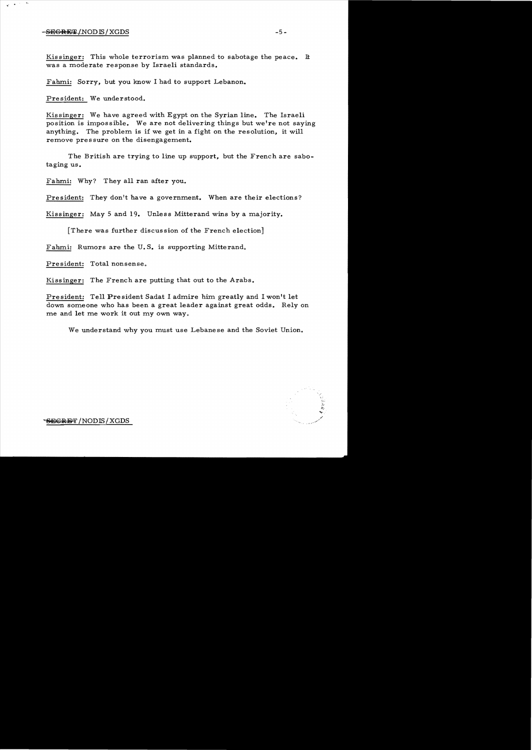Kissinger: This whole terrorism was planned to sabotage the peace. It was a moderate response by Israeli standards.

Fahmi: Sorry, but you know I had to support Lebanon.

President: We understood.

Kissinger: We have agreed with Egypt on the Syrian line. The Israeli position is impossible. We are not delivering things but we're not saying anything. The problem is if we get in a fight on the resolution, it will remove pressure on the disengagement.

The British are trying to line up support, but the French are sabotaging us.

Fahmi: Why? They all ran after you.

President: They don't have a government. When are their elections?

Kissinger: May 5 and 19. Unless Mitterand wins by a majority.

[There was further discussion of the French election]

Fahmi: Rumors are the U.S. is supporting Mitterand.

President: Total nonsense.

Kissinger: The French are putting that out to the Arabs.

President: Tell President Sadat I admire him greatly and I won't let down someone who has been a great leader against great odds. Rely on me and let me work it out my own way.

We understand why you must use Lebanese and the Soviet Union.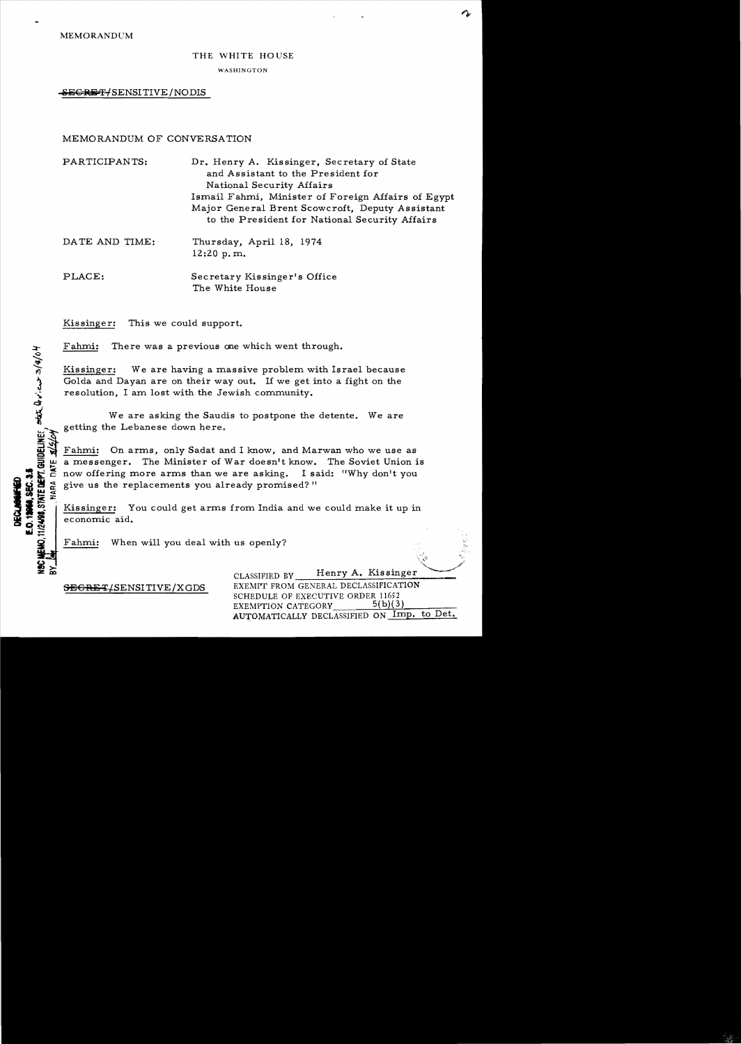MEMORANDUM

THE WHITE HOUSE

WASHINGTON

~~SECRET~~/SENSITIVE/NODIS

MEMORANDUM OF CONVERSATION

PARTICIPANTS: Dr. Henry A. Kissinger, Secretary of State and Assistant to the President for National Security Affairs

Ismail Fahmi, Minister of Foreign Affairs of Egypt

Major General Brent Scowcroft, Deputy Assistant to the President for National Security Affairs

DATE AND TIME: Thursday, April 18, 1974
12:20 p.m.

PLACE: Secretary Kissinger's Office
The White House

Kissinger: This we could support.

Fahmi: There was a previous one which went through.

Kissinger: We are having a massive problem with Israel because Golda and Dayan are on their way out. If we get into a fight on the resolution, I am lost with the Jewish community.

We are asking the Saudis to postpone the detente. We are getting the Lebanese down here.

Fahmi: On arms, only Sadat and I know, and Marwan who we use as a messenger. The Minister of War doesn't know. The Soviet Union is now offering more arms than we are asking. I said: "Why don't you give us the replacements you already promised?"

Kissinger: You could get arms from India and we could make it up in economic aid.

Fahmi: When will you deal with us openly?

DECLASSIFIED
E.O. 12958, SEC. 3.5
NSC MEMO, 11/24/98, STATE DEPT. GUIDELINES, State Review 3/9/04
BY [illegible] NARA DATE 3/5/04

~~SECRET~~/SENSITIVE/XGDS

CLASSIFIED BY Henry A. Kissinger
EXEMPT FROM GENERAL DECLASSIFICATION SCHEDULE OF EXECUTIVE ORDER 11652
EXEMPTION CATEGORY 5(b)(3)
AUTOMATICALLY DECLASSIFIED ON Imp. to Det.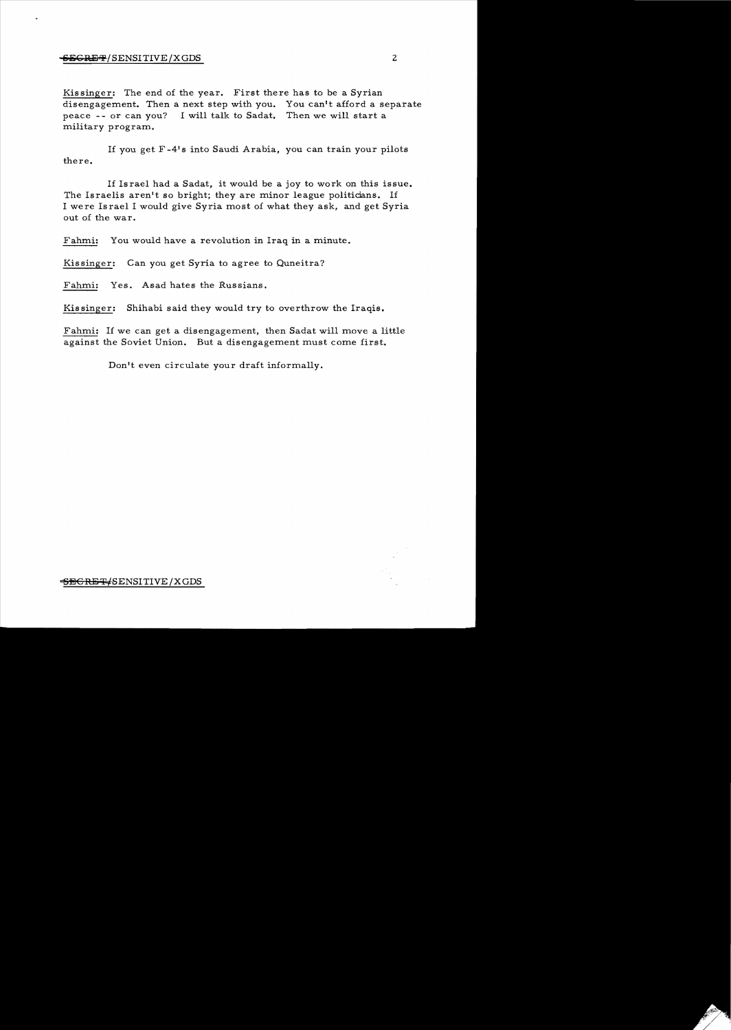Kissinger: The end of the year. First there has to be a Syrian disengagement. Then a next step with you. You can't afford a separate peace -- or can you? I will talk to Sadat. Then we will start a military program.

If you get F-4's into Saudi Arabia, you can train your pilots there.

If Israel had a Sadat, it would be a joy to work on this issue. The Israelis aren't so bright; they are minor league politicians. If I were Israel I would give Syria most of what they ask, and get Syria out of the war.

Fahmi: You would have a revolution in Iraq in a minute.

Kissinger: Can you get Syria to agree to Quneitra?

Fahmi: Yes. Asad hates the Russians.

Kissinger: Shihabi said they would try to overthrow the Iraqis.

Fahmi: If we can get a disengagement, then Sadat will move a little against the Soviet Union. But a disengagement must come first.

Don't even circulate your draft informally.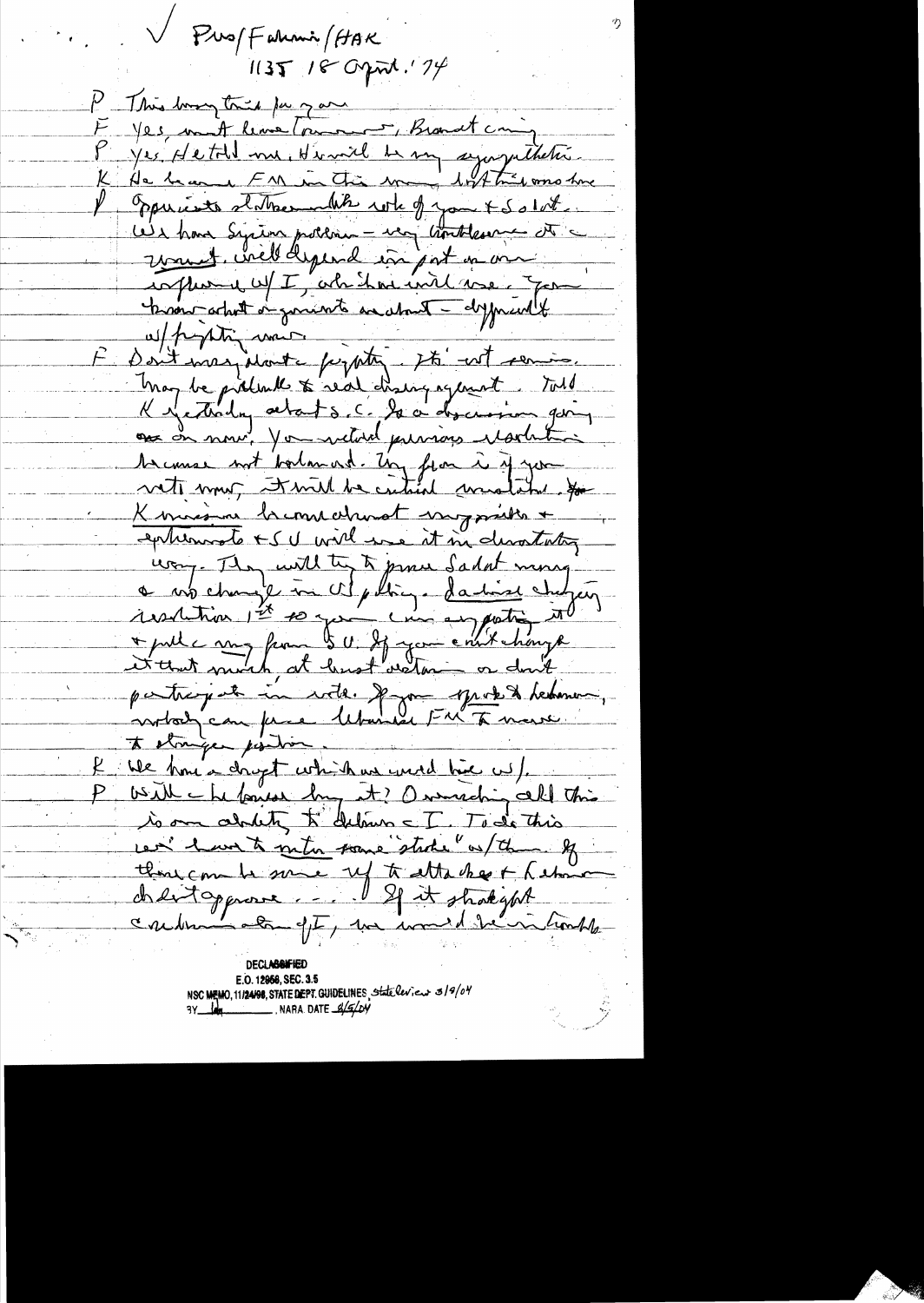✓ Pres/Fahmi/HAK
1135 18 April '74

P This long trip for you

F Yes, must leave tomorrow, Brandt coming

P Yes, He told me. He will be very sympathetic.

K He became FM in this manner but he's more true

P Appreciate statesmanlike role of you & Sadat. We have Syrian problem – very troublesome at a moment. Will depend in part on our influence w/ I, which we will use. You know what arguments are about – difficult w/ fighting now.

F Don't worry about fighting. It's not serious. May be prelude to real disengagement. Told K yesterday about S.C. Is a discussion going on now. You vetoed previous resolution because not balanced. My fear is if you veto now, it will be critical mistake. K mission becomes almost impossible + extremists + S U will use it in devastating way. They will try to prove Sadat wrong & no change in US policy. Lebanese changing resolution 1st so you can supporting it + pull a rug from S.U. If you can't change it that much, at least abstain or don't participate in vote. If you spoke to Lebanon, nobody can force Lebanese FM to move to stronger position.

K We have a draft which we would live w/.

P Will the Lebanese buy it? Our overriding all this is our ability to deliver I. To do this we have to enter some "strike" w/ them. If there can be some ref to attacks + Lebanon doesn't approve ... If it straight condemnation of I, we would be in trouble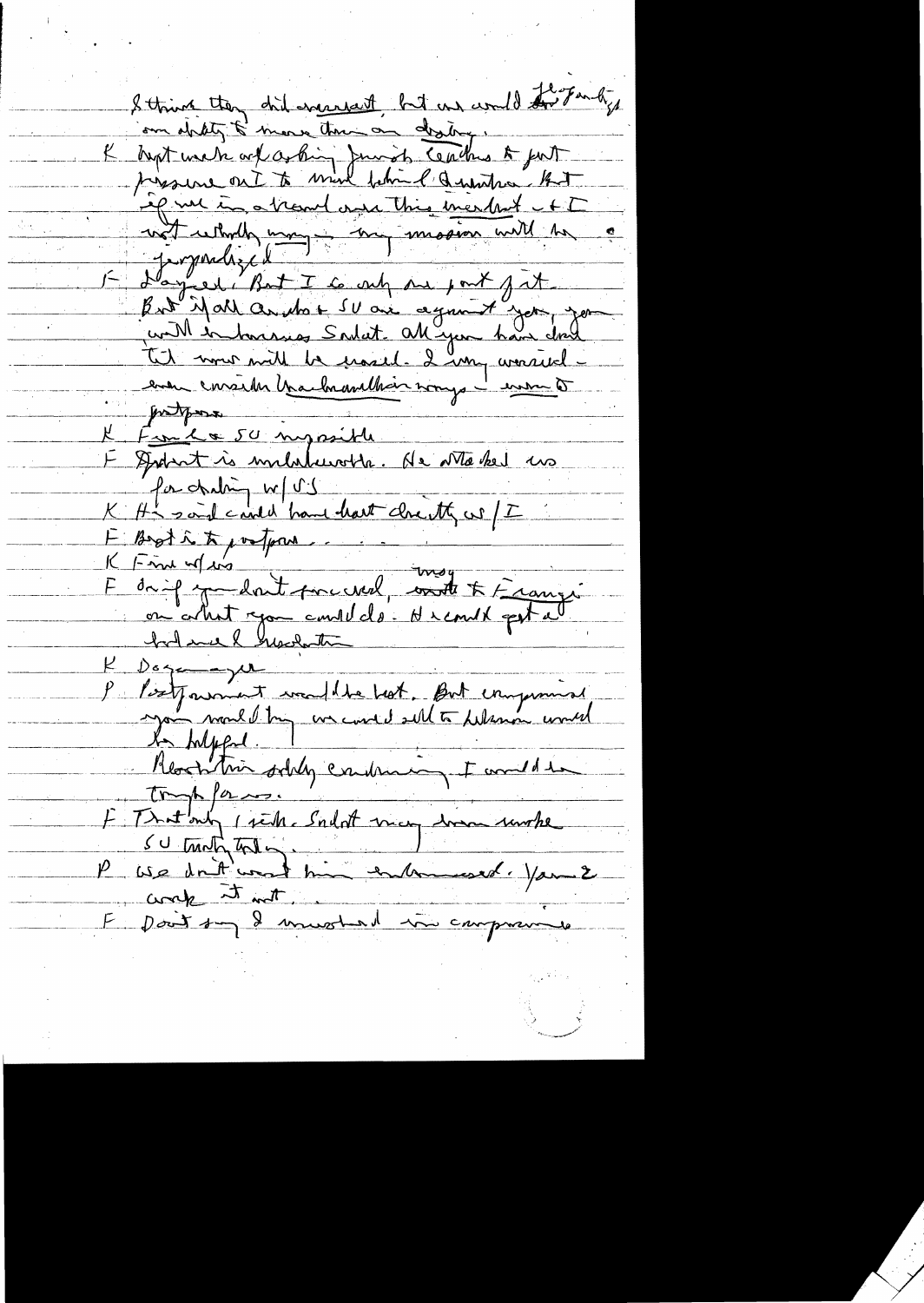I think they did overreact, but we would be focusing on ability to move more than on drafting.

K Ought we to ask Jewish leaders to put pressure on I to move behind Geneva. But if we in a trouble over this incident + I not entirely wrong – my mission will be jeopardized

F Agreed. But I can only do part of it. But if all Arabs + SU are against you, you will embarrass Sadat. All you have done till now will be erased. I am very worried – even consider the ... – even to postpone.

K Fahmi & SU impossible

F Assad is unbelievable. He attacked us for dealing w/ US

K He said could have dealt directly w/ I

F Best is to postpone.

K Fine w/ us

F Or if you don't succeed, may write to Gromyko on what you could do. He could get a bland UN resolution

K Do you agree

P Postponement would be best. But compromise you would bring we could sell to Waldheim would be helpful.

Resolution solely condemning I would be tough for us.

F That only 1 side. Sadat may then invoke SU treaty.

P We don't want him embarrassed. You 2 work it out.

F Don't say I insisted on compromise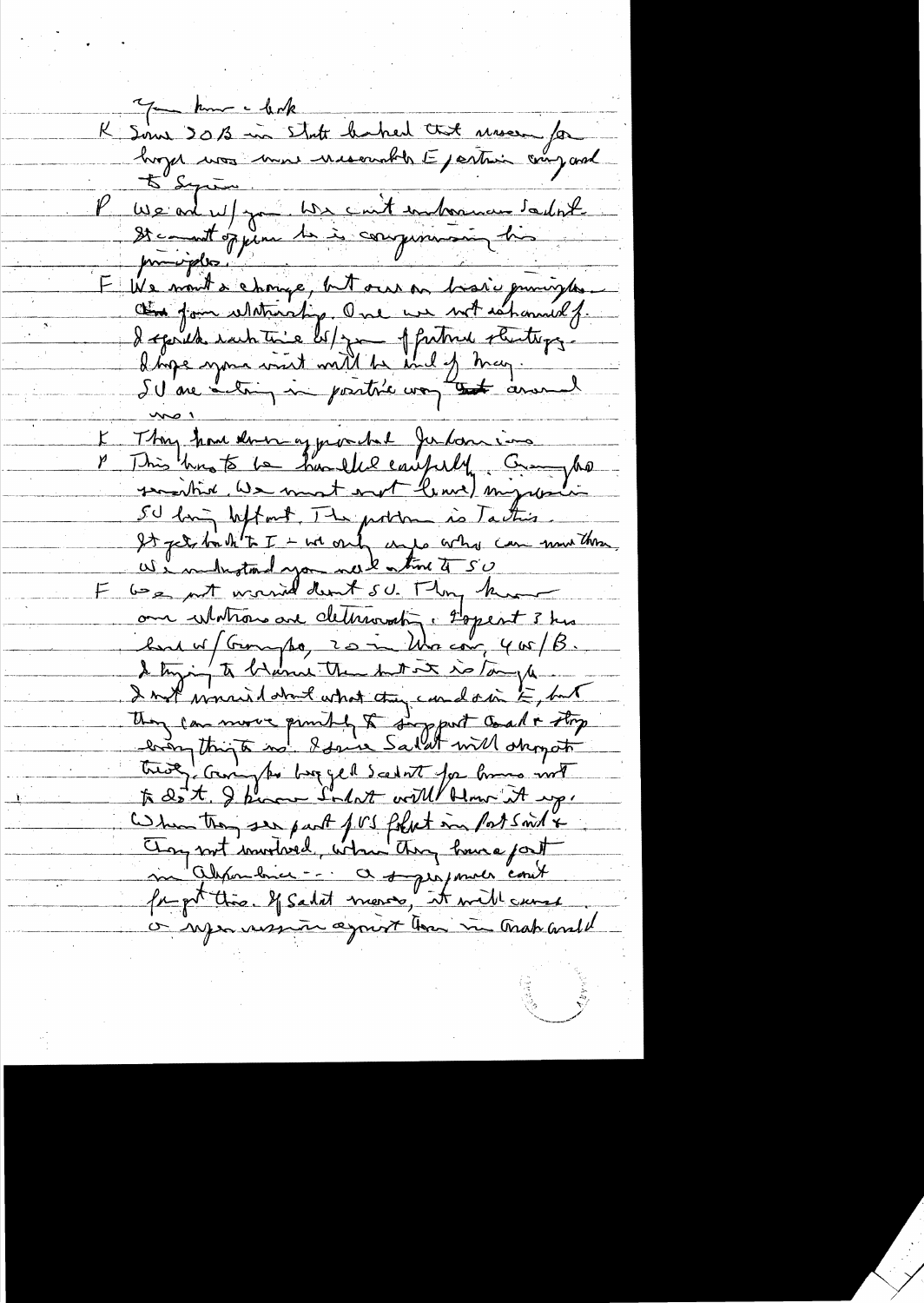You know a lot.

K Since 20B in Shatt [?] that area for Iraq was more reasonable E/certain army and to Syria.

P We and w/ you. We can't embarrass Sadat. It can't appear he is compromising his principles.

F We want a change, but ours are basic principles of our relationship. Ours are not abandoned. I spoke each time w/you of future strategy. I hope your visit will be end of May. SU are acting in positive way around us.

K They have done a [?] Jerusalem.

P This has to be handled carefully. Gromyko's position. We must not leave impression SU being left out. The problem is Tactics. It gets back to I — we only [?] who can move them. We understand you need a time to SU.

F We not worried about SU. They know our relations are deteriorating. Expect 3 hrs last w/Gromyko, 20 in Moscow, 400/B. I trying to blame them but it is tough. I not worried about what they can do in E, but they can move quickly to support Asad & stop everything to us. I saw Sadat will [?] that. Gromyko begged Sadat for Geneva not to do it. I know Sadat will blow it up. When they see part of US effort in Port Said & they not involved, when they have a part in Alexandria — a superpower can't forget this. If Sadat moves, it will cause a super reaction against him in Arab world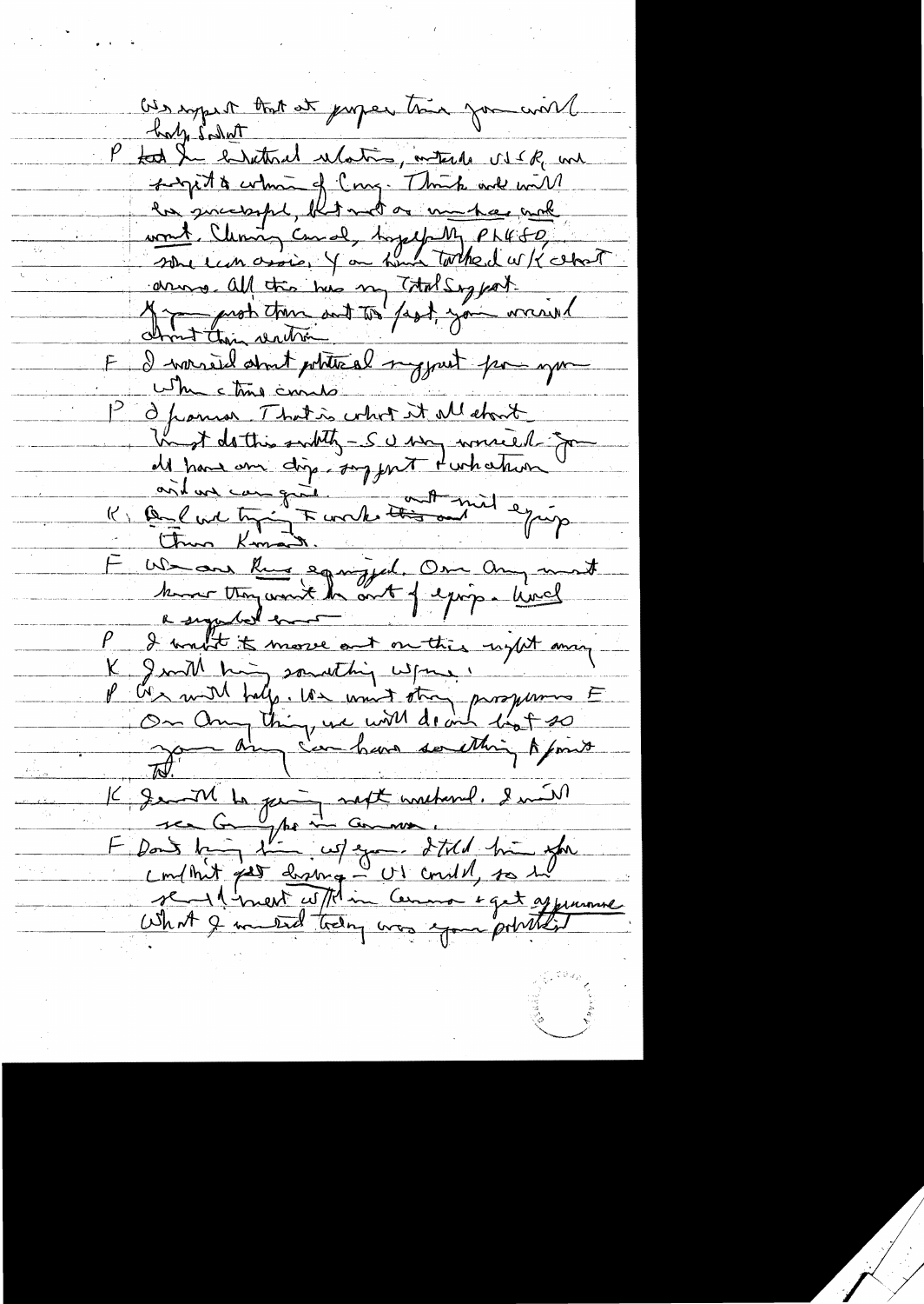We expect that at proper time you will help Sadat

P Told him bilateral relations, interests USSR, and prospects & outcome of Cong. Think work will be successful, but not as much as we would want. Chinning Canal, hopefully PL480, some econ assis. If our [illegible] talked w/K about arms. All this has my total support. If you push them out too fast, you would …

F I worried about political support for you when time comes.

P I promise. That is what it all about. Must do this subtly – So very worried – you all have our diplo. support & what…

K Only we trying to work this out – [illegible] equip Thru Kuwait.

F We are Russ equipped. Our Army must know they won't be out of equip. Would be … upset

P I want to move out on this right away.

K I will bring something w/me.

P We will help. We want other programs F. On Army thing, we will do our best so your Army can have something to point to.

K I will be going next weekend. I will see Gromyko in Geneva.

F Don't bring him w/you. I told him the only must get living – US could, so we should meet w/him in Geneva & get agreement. What I wanted today was your political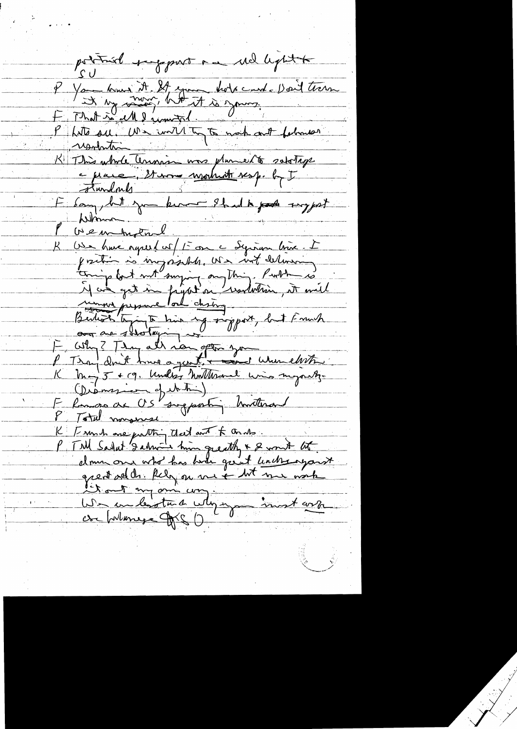political support on all light to
SU

P You know it. It's your hole card. Don't throw it by money, but it is yours.

F That is all I wanted.

P Lots all. We will try to work out between resolution

K This whole Commission was planned to sabotage a peace. It was most resp. by I standards

F Sorry, but you know I had to support Waldheim.

P We understand.

K We have agreed w/ F on a Syrian line. I position is impossible. We are not delivering things but not saying anything. Problem is if we get in fight on resolution, it will [illegible] pressure on closing. British trying to give up support, but French are sabotaging us.

F Why? They all were after you

P They don't have a quorum when elections

K Only 5 + 19. Unless Waldheim wins majority (Dismission of state)

F Rumors are US supporting Waldheim

P Total nonsense

K French are putting that out to Arabs.

P Tell Sadat I admire him greatly & I won't let down one who has had great understanding & great [illegible]. Rely on me & let me work it out my own way.

We understand why you must work the balance of US O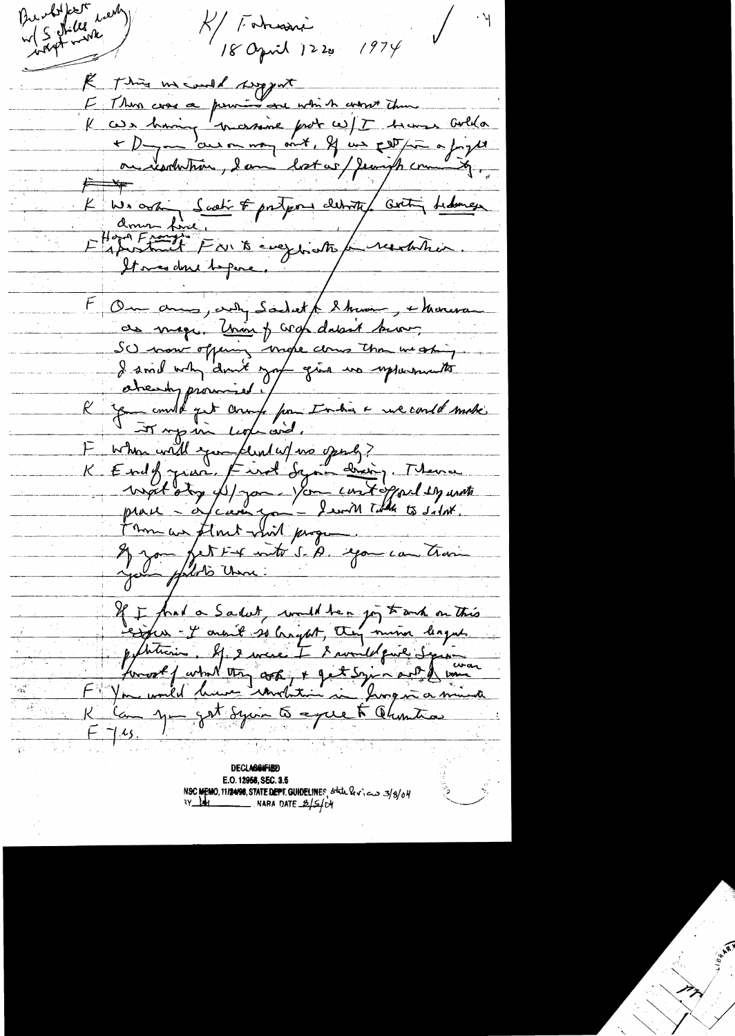Brent Scowcroft early w/ S. Sisco wk

K/ Fahmi
18 April 1220 1974

K This we could support

F There was a promise one which wasn't there

K Was having massive prob w/ I because Golda + Dayan are on way out. If we get Fahmi a forget on resolution, I am lost w/ Jewish community.

K We asking Soviet to postpone debate. Getting Podgorny down here.

F Hafez Ismail F.M. to Yugoslavia on resolution. It was done before.

F On arms, only Sadat, I, Ismail + Marwan as nego. Union of Arab doesn't know. SO now offering more arms than we asking. I said why don't you give us replacements already promised.

K You could get arms from India + we could make it up in economic aid.

F When will you deal w/ us openly?

K End of year. First Syria dealing. There was a step w/ you — you can't afford any until peace — I will talk to Sadat. Then we float a civil program. If you get F-4 into S.A. you can train your pilots there.

If I had a Sadat, would be a joy to work on this. Israel — I aren't so bright, they minor league politicians. If I were I would give Syria most of what they ask, + get Syria out of war.

F You would have revolution in Syria in a minute.

K Can you get Syria to agree to Quneitra.

F Yes.

DECLASSIFIED
E.O. 12958, SEC. 3.5
NSC MEMO, 11/24/98, STATE DEPT. GUIDELINES State Review 3/8/04
BY [initials] NARA DATE 3/5/04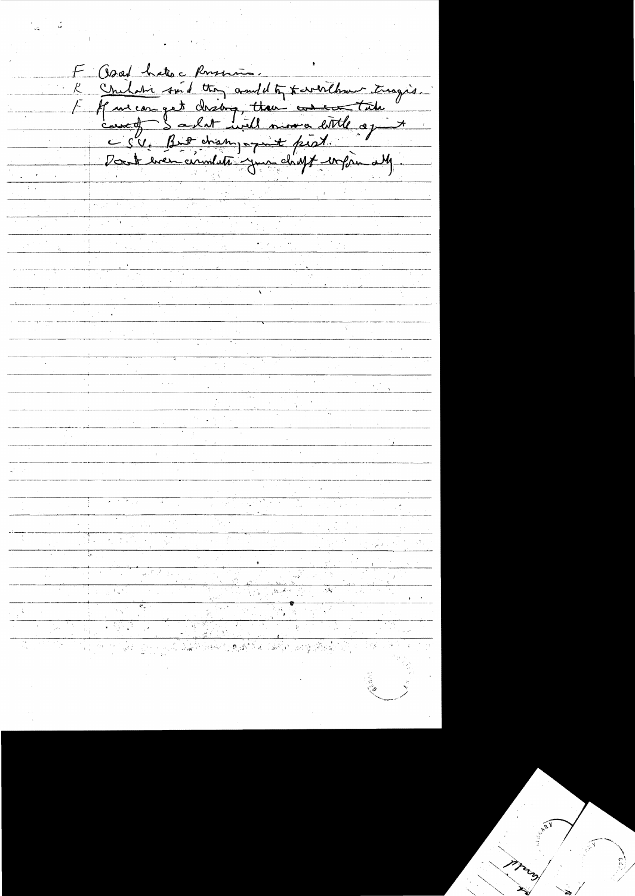F Assad hates Russians.

K Chubabi said they would try to work with Iraqis.

F If we can get closing, then we can take count of Assad will move little against SU. But closing must first.

Don't even circulate your draft informally.